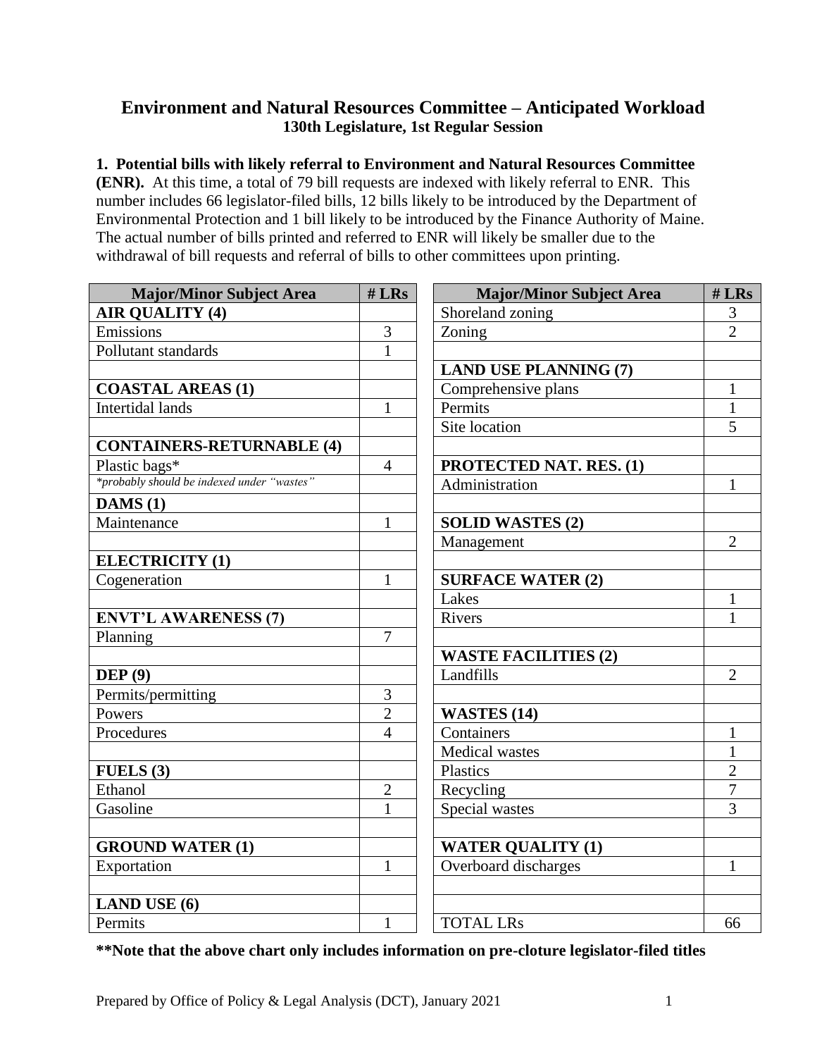## Environment and Natural Resources Committee – Anticipated Workload
### 130th Legislature, 1st Regular Session

**1. Potential bills with likely referral to Environment and Natural Resources Committee (ENR).** At this time, a total of 79 bill requests are indexed with likely referral to ENR. This number includes 66 legislator-filed bills, 12 bills likely to be introduced by the Department of Environmental Protection and 1 bill likely to be introduced by the Finance Authority of Maine. The actual number of bills printed and referred to ENR will likely be smaller due to the withdrawal of bill requests and referral of bills to other committees upon printing.

| Major/Minor Subject Area | # LRs |
|---|---|
| **AIR QUALITY (4)** | |
| Emissions | 3 |
| Pollutant standards | 1 |
| | |
| **COASTAL AREAS (1)** | |
| Intertidal lands | 1 |
| | |
| **CONTAINERS-RETURNABLE (4)** | |
| Plastic bags* | 4 |
| *\*probably should be indexed under "wastes"* | |
| **DAMS (1)** | |
| Maintenance | 1 |
| | |
| **ELECTRICITY (1)** | |
| Cogeneration | 1 |
| | |
| **ENVT'L AWARENESS (7)** | |
| Planning | 7 |
| | |
| **DEP (9)** | |
| Permits/permitting | 3 |
| Powers | 2 |
| Procedures | 4 |
| | |
| **FUELS (3)** | |
| Ethanol | 2 |
| Gasoline | 1 |
| | |
| **GROUND WATER (1)** | |
| Exportation | 1 |
| | |
| **LAND USE (6)** | |
| Permits | 1 |

| Major/Minor Subject Area | # LRs |
|---|---|
| Shoreland zoning | 3 |
| Zoning | 2 |
| | |
| **LAND USE PLANNING (7)** | |
| Comprehensive plans | 1 |
| Permits | 1 |
| Site location | 5 |
| | |
| **PROTECTED NAT. RES. (1)** | |
| Administration | 1 |
| | |
| **SOLID WASTES (2)** | |
| Management | 2 |
| | |
| **SURFACE WATER (2)** | |
| Lakes | 1 |
| Rivers | 1 |
| | |
| **WASTE FACILITIES (2)** | |
| Landfills | 2 |
| | |
| **WASTES (14)** | |
| Containers | 1 |
| Medical wastes | 1 |
| Plastics | 2 |
| Recycling | 7 |
| Special wastes | 3 |
| | |
| **WATER QUALITY (1)** | |
| Overboard discharges | 1 |
| | |
| | |
| TOTAL LRs | 66 |

**\*\*Note that the above chart only includes information on pre-cloture legislator-filed titles**

Prepared by Office of Policy & Legal Analysis (DCT), January 2021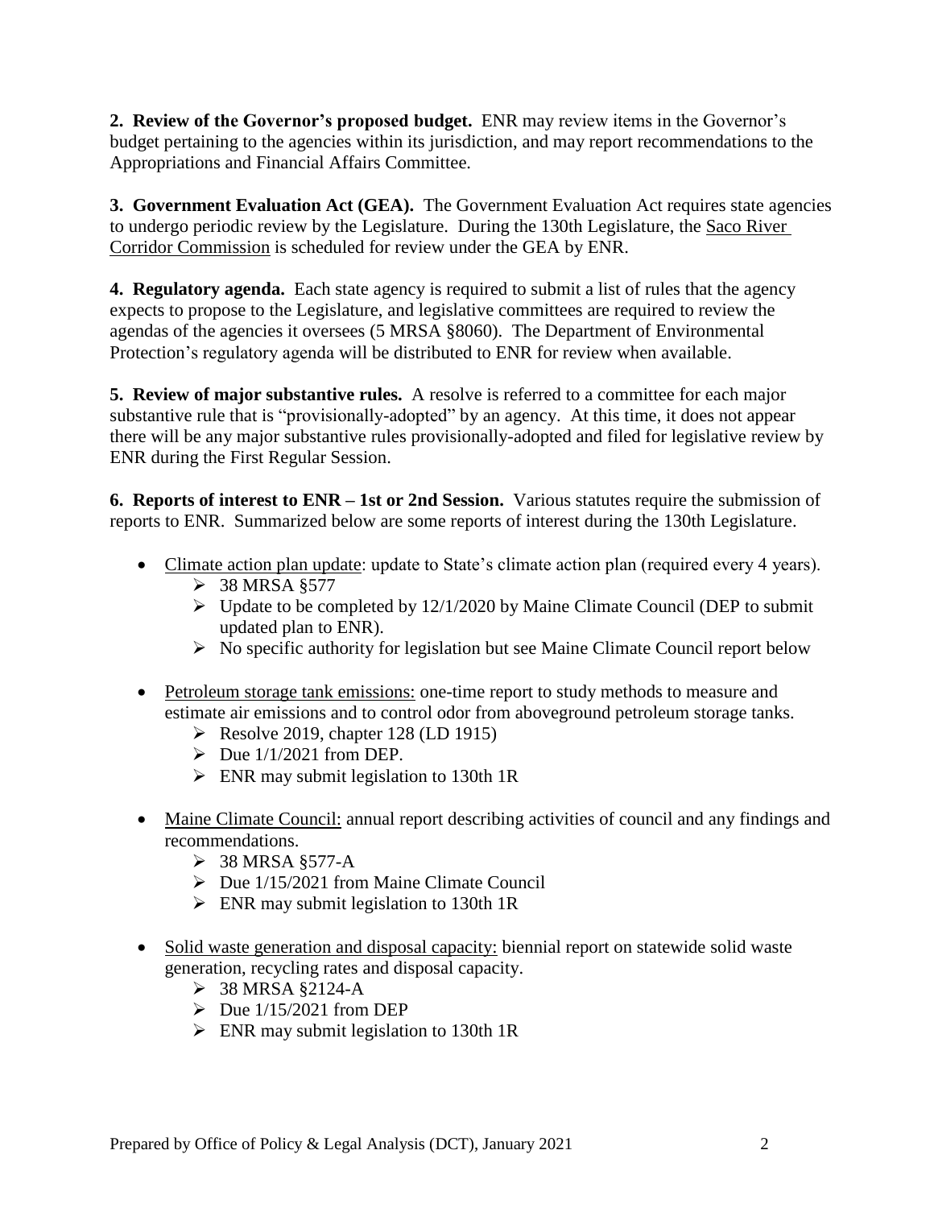**2. Review of the Governor's proposed budget.** ENR may review items in the Governor's budget pertaining to the agencies within its jurisdiction, and may report recommendations to the Appropriations and Financial Affairs Committee.

**3. Government Evaluation Act (GEA).** The Government Evaluation Act requires state agencies to undergo periodic review by the Legislature. During the 130th Legislature, the Saco River Corridor Commission is scheduled for review under the GEA by ENR.

**4. Regulatory agenda.** Each state agency is required to submit a list of rules that the agency expects to propose to the Legislature, and legislative committees are required to review the agendas of the agencies it oversees (5 MRSA §8060). The Department of Environmental Protection's regulatory agenda will be distributed to ENR for review when available.

**5. Review of major substantive rules.** A resolve is referred to a committee for each major substantive rule that is "provisionally-adopted" by an agency. At this time, it does not appear there will be any major substantive rules provisionally-adopted and filed for legislative review by ENR during the First Regular Session.

**6. Reports of interest to ENR – 1st or 2nd Session.** Various statutes require the submission of reports to ENR. Summarized below are some reports of interest during the 130th Legislature.

- Climate action plan update: update to State's climate action plan (required every 4 years).
  - 38 MRSA §577
  - Update to be completed by 12/1/2020 by Maine Climate Council (DEP to submit updated plan to ENR).
  - No specific authority for legislation but see Maine Climate Council report below

- Petroleum storage tank emissions: one-time report to study methods to measure and estimate air emissions and to control odor from aboveground petroleum storage tanks.
  - Resolve 2019, chapter 128 (LD 1915)
  - Due 1/1/2021 from DEP.
  - ENR may submit legislation to 130th 1R

- Maine Climate Council: annual report describing activities of council and any findings and recommendations.
  - 38 MRSA §577-A
  - Due 1/15/2021 from Maine Climate Council
  - ENR may submit legislation to 130th 1R

- Solid waste generation and disposal capacity: biennial report on statewide solid waste generation, recycling rates and disposal capacity.
  - 38 MRSA §2124-A
  - Due 1/15/2021 from DEP
  - ENR may submit legislation to 130th 1R

Prepared by Office of Policy & Legal Analysis (DCT), January 2021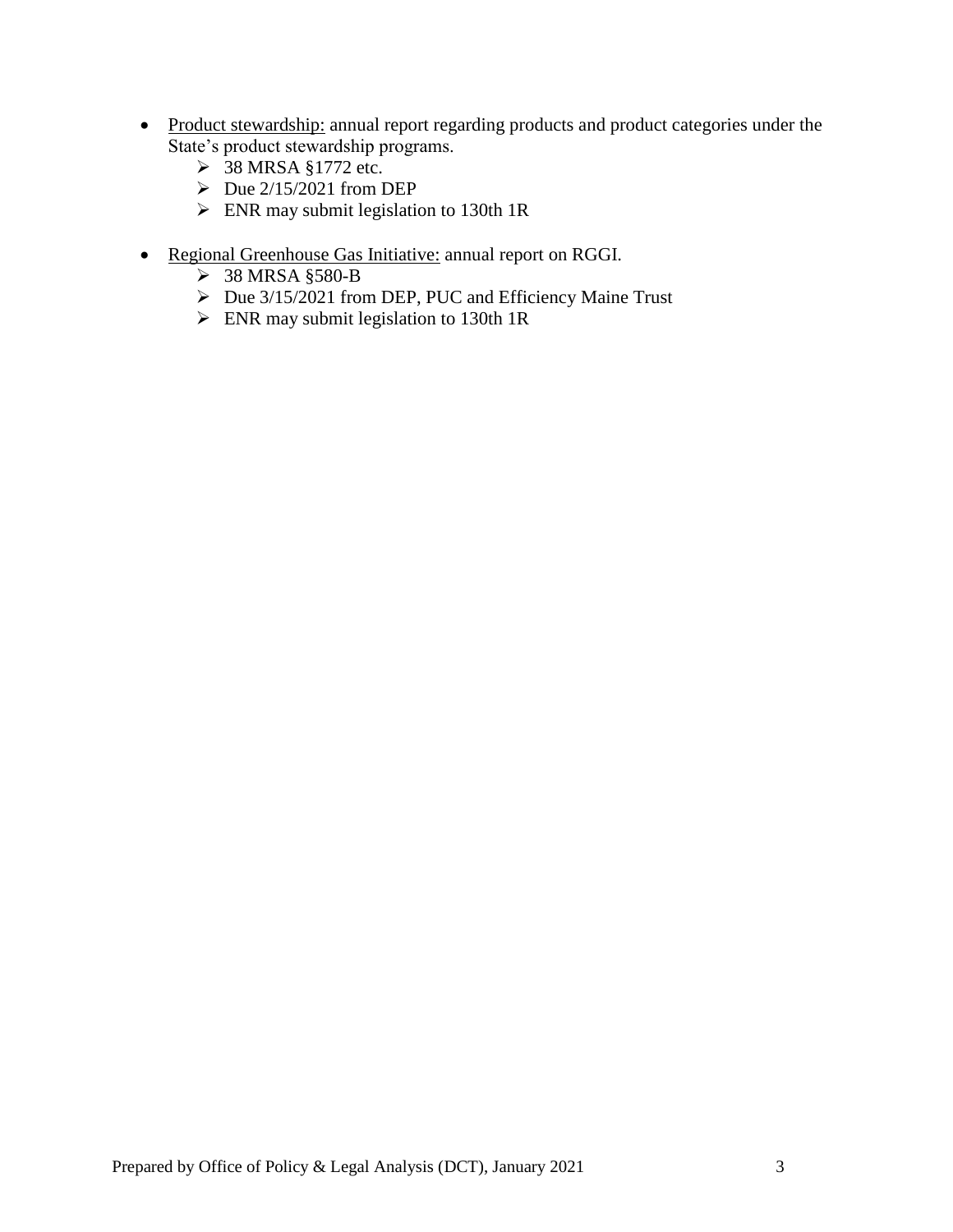- Product stewardship: annual report regarding products and product categories under the State's product stewardship programs.
  - 38 MRSA §1772 etc.
  - Due 2/15/2021 from DEP
  - ENR may submit legislation to 130th 1R

- Regional Greenhouse Gas Initiative: annual report on RGGI.
  - 38 MRSA §580-B
  - Due 3/15/2021 from DEP, PUC and Efficiency Maine Trust
  - ENR may submit legislation to 130th 1R